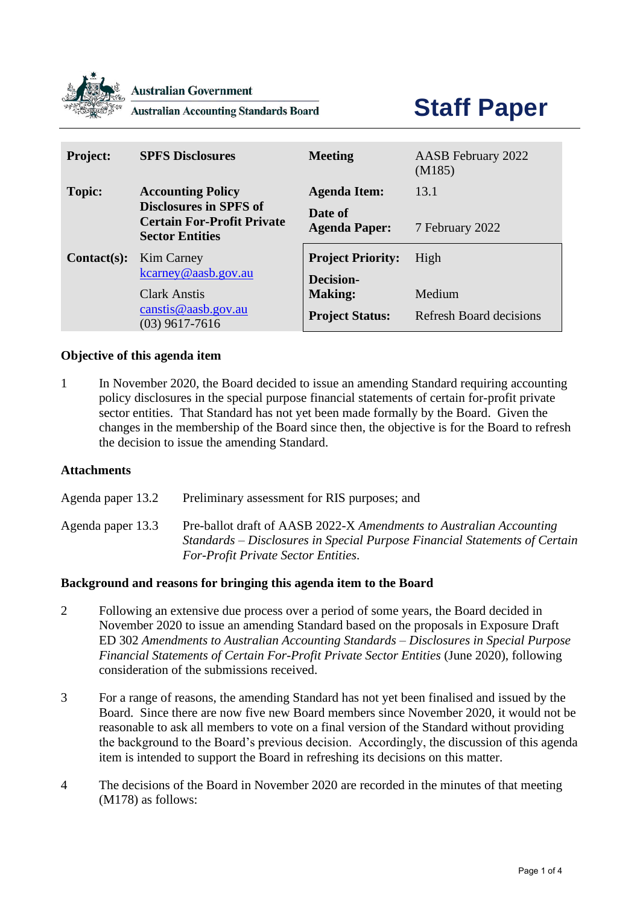Australian Government
Australian Accounting Standards Board

# Staff Paper

| | | | |
|---|---|---|---|
| **Project:** | **SPFS Disclosures** | **Meeting** | AASB February 2022 (M185) |
| **Topic:** | **Accounting Policy Disclosures in SPFS of Certain For-Profit Private Sector Entities** | **Agenda Item:** | 13.1 |
| | | **Date of Agenda Paper:** | 7 February 2022 |
| **Contact(s):** | Kim Carney kcarney@aasb.gov.au | **Project Priority:** | High |
| | Clark Anstis canstis@aasb.gov.au (03) 9617-7616 | **Decision-Making:** | Medium |
| | | **Project Status:** | Refresh Board decisions |

### Objective of this agenda item

1 In November 2020, the Board decided to issue an amending Standard requiring accounting policy disclosures in the special purpose financial statements of certain for-profit private sector entities. That Standard has not yet been made formally by the Board. Given the changes in the membership of the Board since then, the objective is for the Board to refresh the decision to issue the amending Standard.

### Attachments

| | |
|---|---|
| Agenda paper 13.2 | Preliminary assessment for RIS purposes; and |
| Agenda paper 13.3 | Pre-ballot draft of AASB 2022-X *Amendments to Australian Accounting Standards – Disclosures in Special Purpose Financial Statements of Certain For-Profit Private Sector Entities*. |

### Background and reasons for bringing this agenda item to the Board

2 Following an extensive due process over a period of some years, the Board decided in November 2020 to issue an amending Standard based on the proposals in Exposure Draft ED 302 *Amendments to Australian Accounting Standards – Disclosures in Special Purpose Financial Statements of Certain For-Profit Private Sector Entities* (June 2020), following consideration of the submissions received.

3 For a range of reasons, the amending Standard has not yet been finalised and issued by the Board. Since there are now five new Board members since November 2020, it would not be reasonable to ask all members to vote on a final version of the Standard without providing the background to the Board's previous decision. Accordingly, the discussion of this agenda item is intended to support the Board in refreshing its decisions on this matter.

4 The decisions of the Board in November 2020 are recorded in the minutes of that meeting (M178) as follows: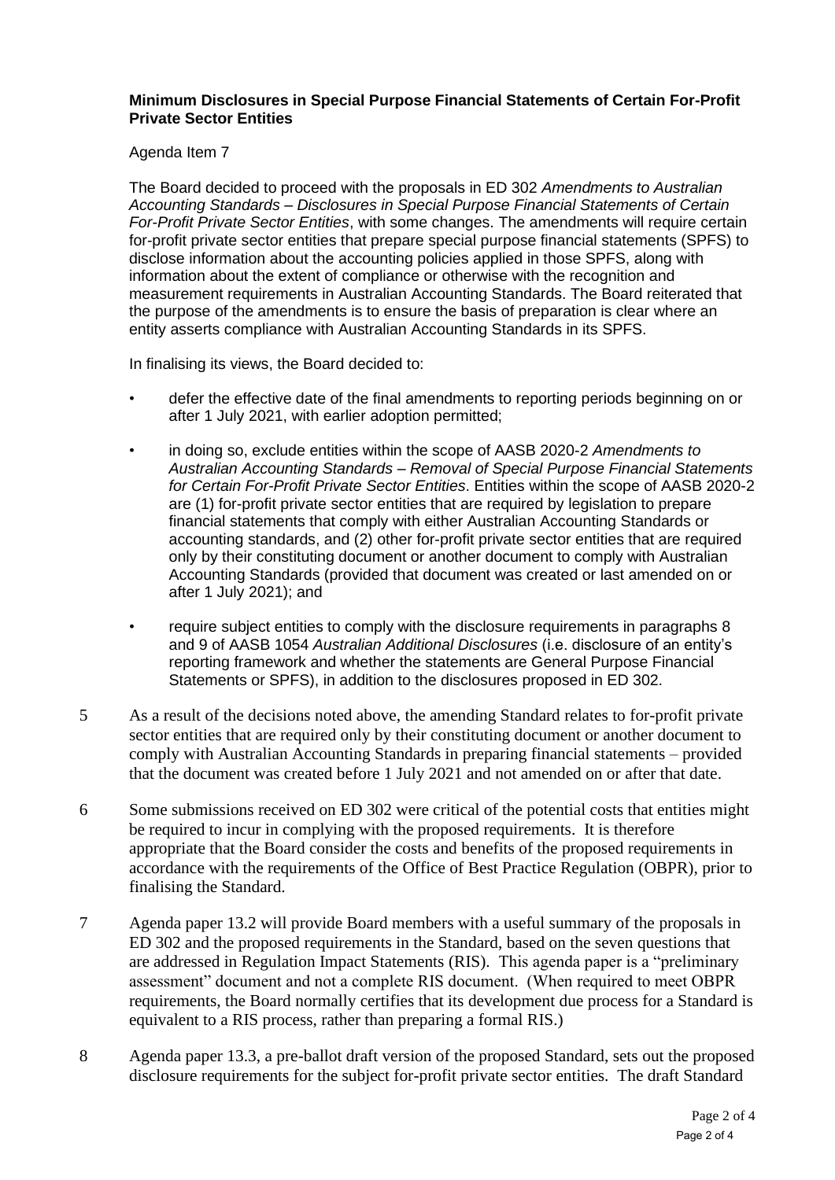**Minimum Disclosures in Special Purpose Financial Statements of Certain For-Profit Private Sector Entities**

Agenda Item 7

The Board decided to proceed with the proposals in ED 302 *Amendments to Australian Accounting Standards – Disclosures in Special Purpose Financial Statements of Certain For-Profit Private Sector Entities*, with some changes. The amendments will require certain for-profit private sector entities that prepare special purpose financial statements (SPFS) to disclose information about the accounting policies applied in those SPFS, along with information about the extent of compliance or otherwise with the recognition and measurement requirements in Australian Accounting Standards. The Board reiterated that the purpose of the amendments is to ensure the basis of preparation is clear where an entity asserts compliance with Australian Accounting Standards in its SPFS.

In finalising its views, the Board decided to:

- defer the effective date of the final amendments to reporting periods beginning on or after 1 July 2021, with earlier adoption permitted;
- in doing so, exclude entities within the scope of AASB 2020-2 *Amendments to Australian Accounting Standards – Removal of Special Purpose Financial Statements for Certain For-Profit Private Sector Entities*. Entities within the scope of AASB 2020-2 are (1) for-profit private sector entities that are required by legislation to prepare financial statements that comply with either Australian Accounting Standards or accounting standards, and (2) other for-profit private sector entities that are required only by their constituting document or another document to comply with Australian Accounting Standards (provided that document was created or last amended on or after 1 July 2021); and
- require subject entities to comply with the disclosure requirements in paragraphs 8 and 9 of AASB 1054 *Australian Additional Disclosures* (i.e. disclosure of an entity's reporting framework and whether the statements are General Purpose Financial Statements or SPFS), in addition to the disclosures proposed in ED 302.

5 As a result of the decisions noted above, the amending Standard relates to for-profit private sector entities that are required only by their constituting document or another document to comply with Australian Accounting Standards in preparing financial statements – provided that the document was created before 1 July 2021 and not amended on or after that date.

6 Some submissions received on ED 302 were critical of the potential costs that entities might be required to incur in complying with the proposed requirements. It is therefore appropriate that the Board consider the costs and benefits of the proposed requirements in accordance with the requirements of the Office of Best Practice Regulation (OBPR), prior to finalising the Standard.

7 Agenda paper 13.2 will provide Board members with a useful summary of the proposals in ED 302 and the proposed requirements in the Standard, based on the seven questions that are addressed in Regulation Impact Statements (RIS). This agenda paper is a "preliminary assessment" document and not a complete RIS document. (When required to meet OBPR requirements, the Board normally certifies that its development due process for a Standard is equivalent to a RIS process, rather than preparing a formal RIS.)

8 Agenda paper 13.3, a pre-ballot draft version of the proposed Standard, sets out the proposed disclosure requirements for the subject for-profit private sector entities. The draft Standard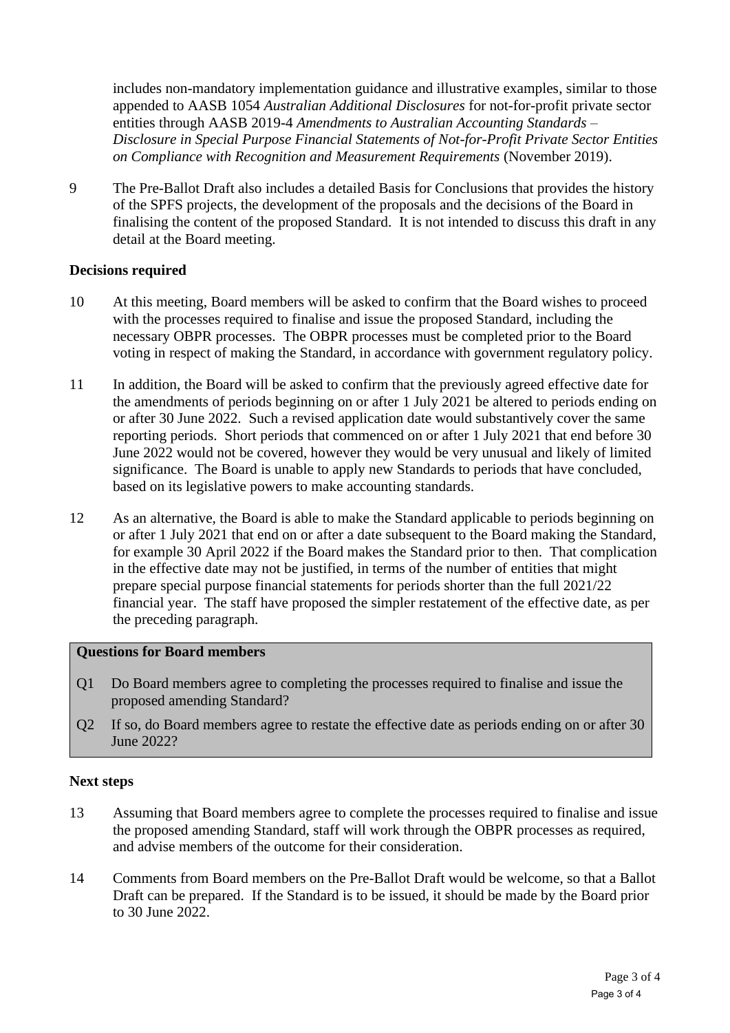includes non-mandatory implementation guidance and illustrative examples, similar to those appended to AASB 1054 *Australian Additional Disclosures* for not-for-profit private sector entities through AASB 2019-4 *Amendments to Australian Accounting Standards – Disclosure in Special Purpose Financial Statements of Not-for-Profit Private Sector Entities on Compliance with Recognition and Measurement Requirements* (November 2019).

9 The Pre-Ballot Draft also includes a detailed Basis for Conclusions that provides the history of the SPFS projects, the development of the proposals and the decisions of the Board in finalising the content of the proposed Standard. It is not intended to discuss this draft in any detail at the Board meeting.

**Decisions required**

10 At this meeting, Board members will be asked to confirm that the Board wishes to proceed with the processes required to finalise and issue the proposed Standard, including the necessary OBPR processes. The OBPR processes must be completed prior to the Board voting in respect of making the Standard, in accordance with government regulatory policy.

11 In addition, the Board will be asked to confirm that the previously agreed effective date for the amendments of periods beginning on or after 1 July 2021 be altered to periods ending on or after 30 June 2022. Such a revised application date would substantively cover the same reporting periods. Short periods that commenced on or after 1 July 2021 that end before 30 June 2022 would not be covered, however they would be very unusual and likely of limited significance. The Board is unable to apply new Standards to periods that have concluded, based on its legislative powers to make accounting standards.

12 As an alternative, the Board is able to make the Standard applicable to periods beginning on or after 1 July 2021 that end on or after a date subsequent to the Board making the Standard, for example 30 April 2022 if the Board makes the Standard prior to then. That complication in the effective date may not be justified, in terms of the number of entities that might prepare special purpose financial statements for periods shorter than the full 2021/22 financial year. The staff have proposed the simpler restatement of the effective date, as per the preceding paragraph.

**Questions for Board members**

Q1 Do Board members agree to completing the processes required to finalise and issue the proposed amending Standard?

Q2 If so, do Board members agree to restate the effective date as periods ending on or after 30 June 2022?

**Next steps**

13 Assuming that Board members agree to complete the processes required to finalise and issue the proposed amending Standard, staff will work through the OBPR processes as required, and advise members of the outcome for their consideration.

14 Comments from Board members on the Pre-Ballot Draft would be welcome, so that a Ballot Draft can be prepared. If the Standard is to be issued, it should be made by the Board prior to 30 June 2022.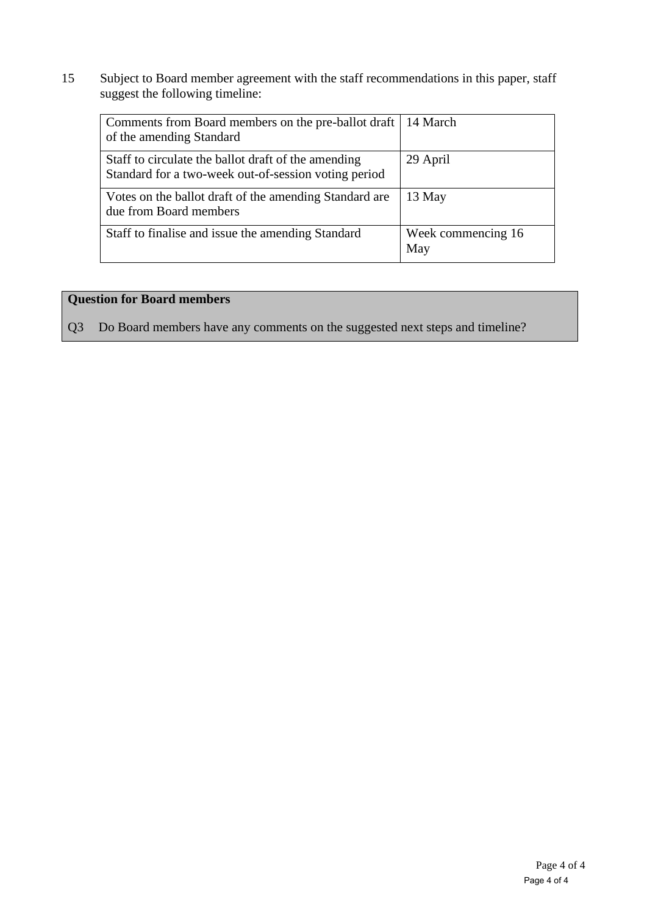15 Subject to Board member agreement with the staff recommendations in this paper, staff suggest the following timeline:

| | |
|---|---|
| Comments from Board members on the pre-ballot draft of the amending Standard | 14 March |
| Staff to circulate the ballot draft of the amending Standard for a two-week out-of-session voting period | 29 April |
| Votes on the ballot draft of the amending Standard are due from Board members | 13 May |
| Staff to finalise and issue the amending Standard | Week commencing 16 May |

**Question for Board members**

Q3 Do Board members have any comments on the suggested next steps and timeline?